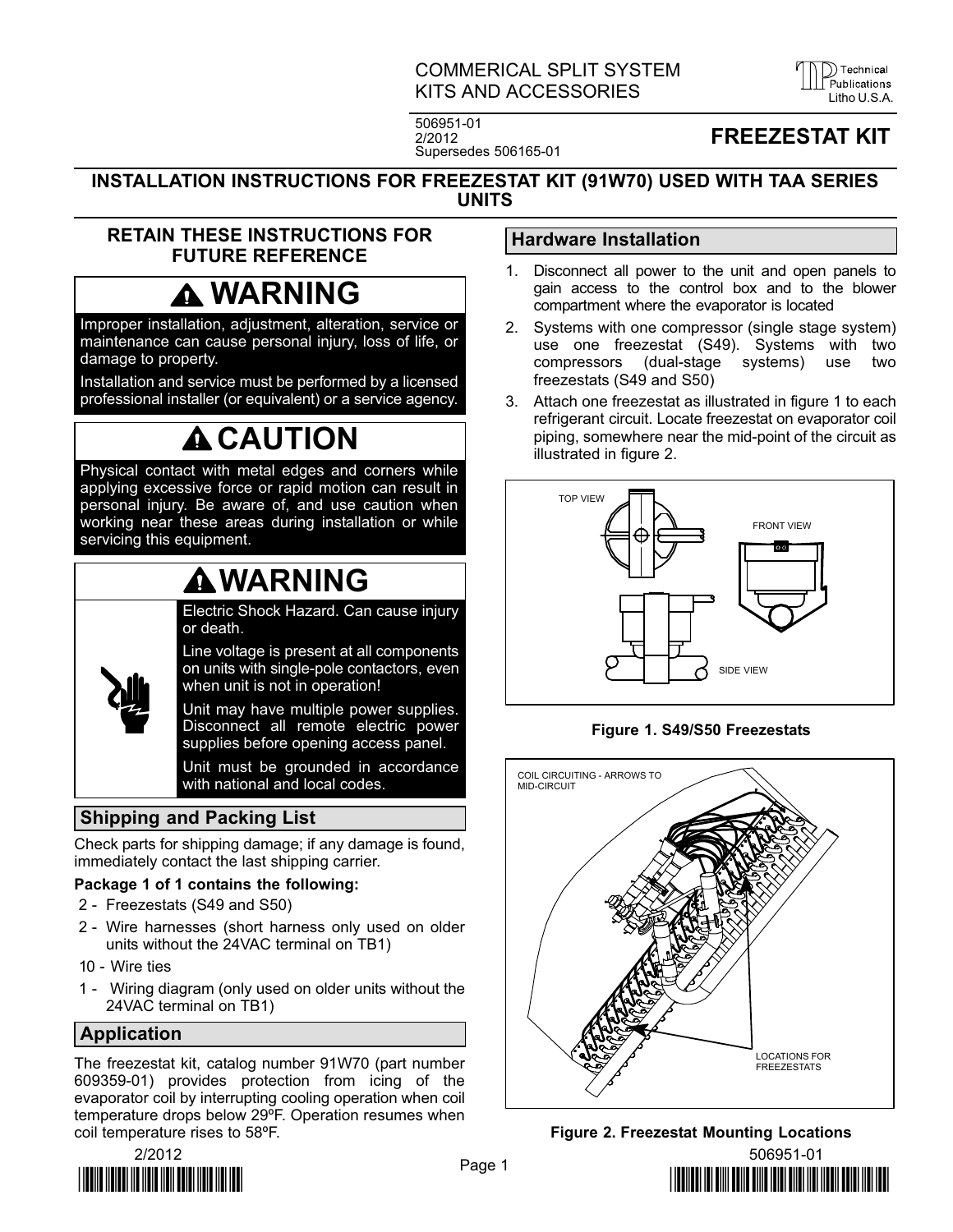COMMERICAL SPLIT SYSTEM KITS AND ACCESSORIES

506951-01
2/2012
Supersedes 506165-01

# FREEZESTAT KIT

## INSTALLATION INSTRUCTIONS FOR FREEZESTAT KIT (91W70) USED WITH TAA SERIES UNITS

**RETAIN THESE INSTRUCTIONS FOR FUTURE REFERENCE**

### ⚠ WARNING

Improper installation, adjustment, alteration, service or maintenance can cause personal injury, loss of life, or damage to property.

Installation and service must be performed by a licensed professional installer (or equivalent) or a service agency.

### ⚠ CAUTION

Physical contact with metal edges and corners while applying excessive force or rapid motion can result in personal injury. Be aware of, and use caution when working near these areas during installation or while servicing this equipment.

### ⚠ WARNING

Electric Shock Hazard. Can cause injury or death.

Line voltage is present at all components on units with single-pole contactors, even when unit is not in operation!

Unit may have multiple power supplies. Disconnect all remote electric power supplies before opening access panel.

Unit must be grounded in accordance with national and local codes.

## Shipping and Packing List

Check parts for shipping damage; if any damage is found, immediately contact the last shipping carrier.

**Package 1 of 1 contains the following:**

- 2 - Freezestats (S49 and S50)
- 2 - Wire harnesses (short harness only used on older units without the 24VAC terminal on TB1)
- 10 - Wire ties
- 1 - Wiring diagram (only used on older units without the 24VAC terminal on TB1)

## Application

The freezestat kit, catalog number 91W70 (part number 609359-01) provides protection from icing of the evaporator coil by interrupting cooling operation when coil temperature drops below 29ºF. Operation resumes when coil temperature rises to 58ºF.

## Hardware Installation

1. Disconnect all power to the unit and open panels to gain access to the control box and to the blower compartment where the evaporator is located
2. Systems with one compressor (single stage system) use one freezestat (S49). Systems with two compressors (dual-stage systems) use two freezestats (S49 and S50)
3. Attach one freezestat as illustrated in figure 1 to each refrigerant circuit. Locate freezestat on evaporator coil piping, somewhere near the mid-point of the circuit as illustrated in figure 2.

TOP VIEW · FRONT VIEW · SIDE VIEW

**Figure 1. S49/S50 Freezestats**

COIL CIRCUITING - ARROWS TO MID-CIRCUIT

LOCATIONS FOR FREEZESTATS

**Figure 2. Freezestat Mounting Locations**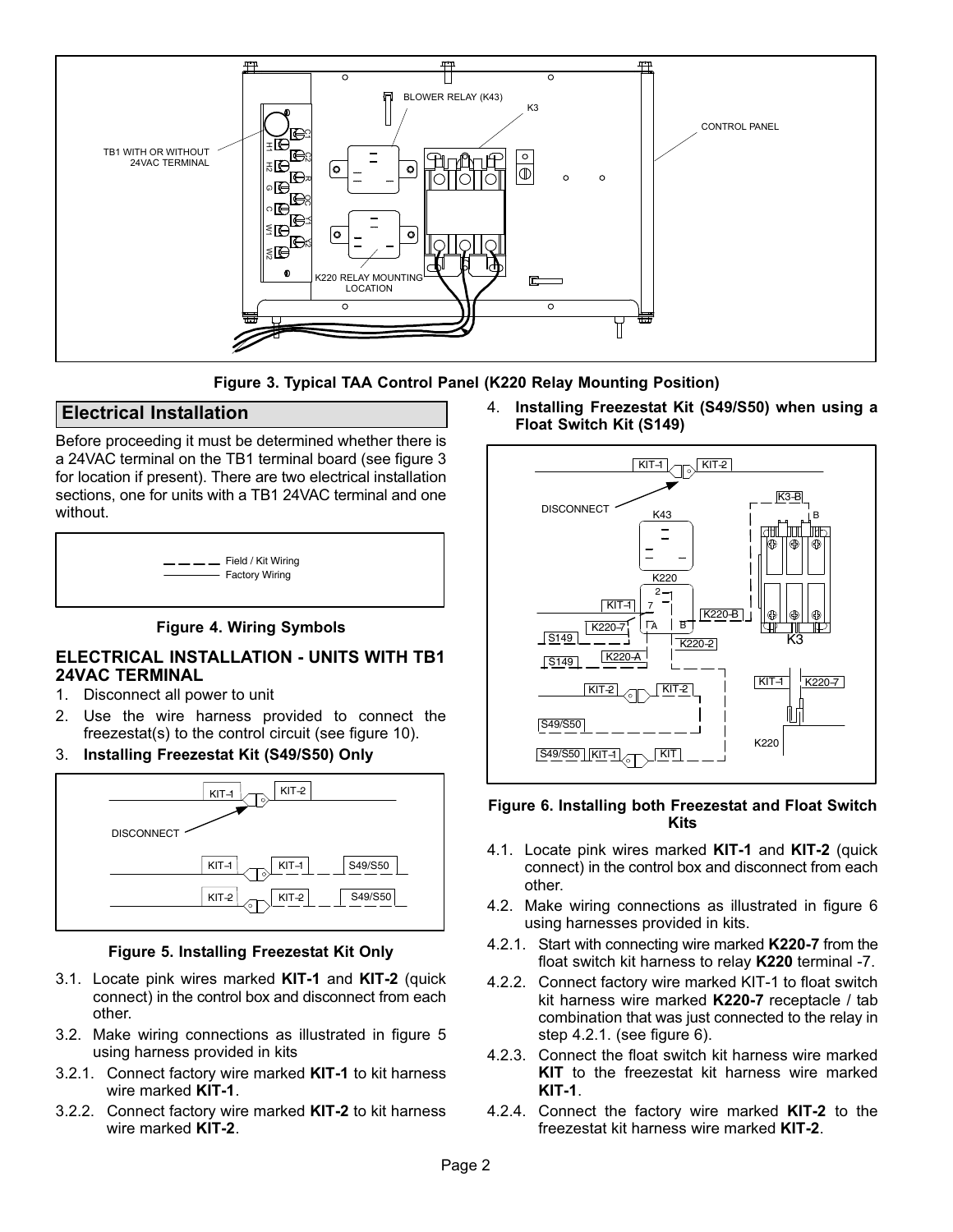Figure 3. Typical TAA Control Panel (K220 Relay Mounting Position)

## Electrical Installation

Before proceeding it must be determined whether there is a 24VAC terminal on the TB1 terminal board (see figure 3 for location if present). There are two electrical installation sections, one for units with a TB1 24VAC terminal and one without.

Figure 4. Wiring Symbols

### ELECTRICAL INSTALLATION - UNITS WITH TB1 24VAC TERMINAL

1. Disconnect all power to unit
2. Use the wire harness provided to connect the freezestat(s) to the control circuit (see figure 10).
3. **Installing Freezestat Kit (S49/S50) Only**

Figure 5. Installing Freezestat Kit Only

3.1. Locate pink wires marked **KIT-1** and **KIT-2** (quick connect) in the control box and disconnect from each other.

3.2. Make wiring connections as illustrated in figure 5 using harness provided in kits

3.2.1. Connect factory wire marked **KIT-1** to kit harness wire marked **KIT-1**.

3.2.2. Connect factory wire marked **KIT-2** to kit harness wire marked **KIT-2**.

4. **Installing Freezestat Kit (S49/S50) when using a Float Switch Kit (S149)**

Figure 6. Installing both Freezestat and Float Switch Kits

4.1. Locate pink wires marked **KIT-1** and **KIT-2** (quick connect) in the control box and disconnect from each other.

4.2. Make wiring connections as illustrated in figure 6 using harnesses provided in kits.

4.2.1. Start with connecting wire marked **K220-7** from the float switch kit harness to relay **K220** terminal -7.

4.2.2. Connect factory wire marked KIT-1 to float switch kit harness wire marked **K220-7** receptacle / tab combination that was just connected to the relay in step 4.2.1. (see figure 6).

4.2.3. Connect the float switch kit harness wire marked **KIT** to the freezestat kit harness wire marked **KIT-1**.

4.2.4. Connect the factory wire marked **KIT-2** to the freezestat kit harness wire marked **KIT-2**.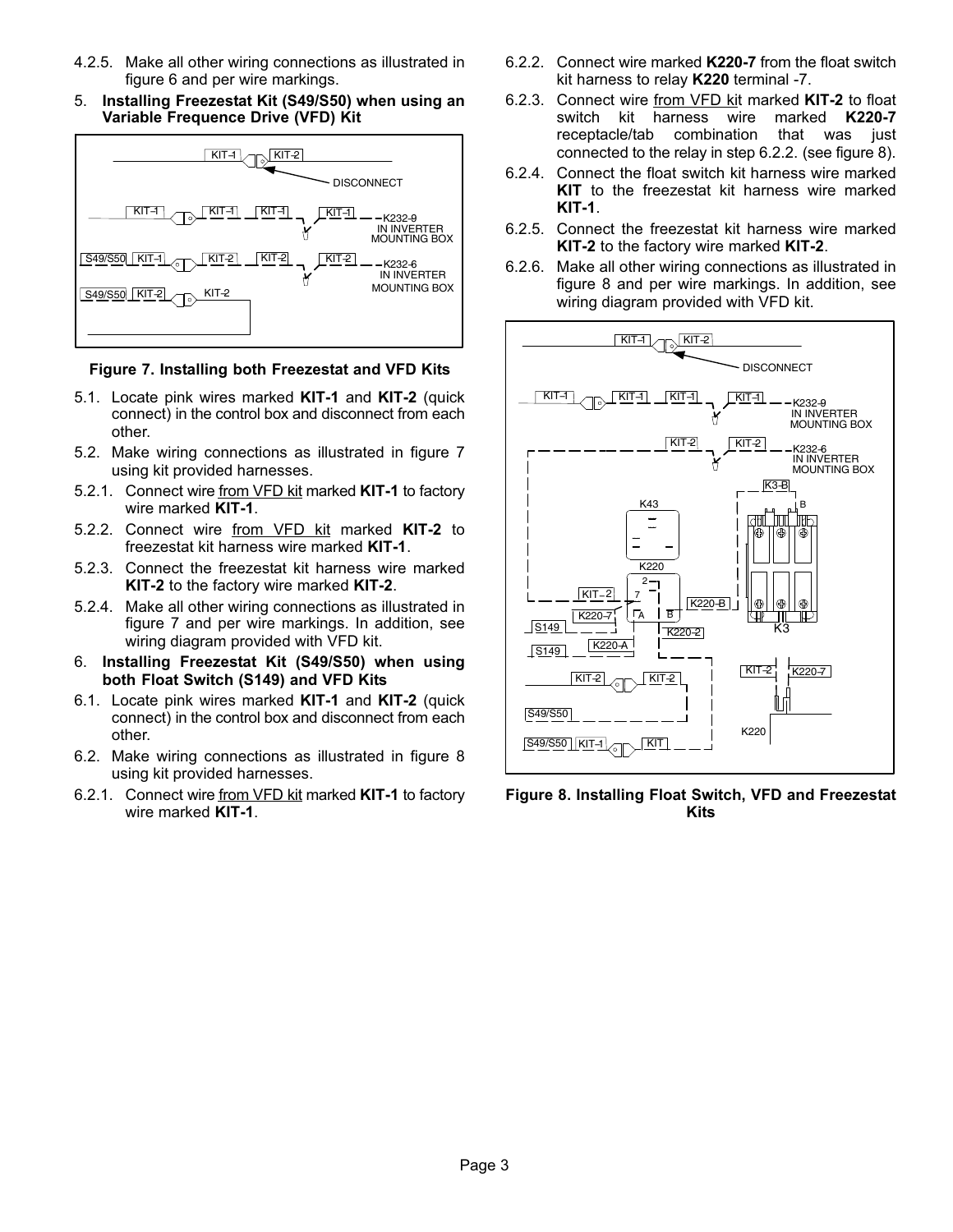4.2.5. Make all other wiring connections as illustrated in figure 6 and per wire markings.

5. **Installing Freezestat Kit (S49/S50) when using an Variable Frequence Drive (VFD) Kit**

**Figure 7. Installing both Freezestat and VFD Kits**

5.1. Locate pink wires marked **KIT-1** and **KIT-2** (quick connect) in the control box and disconnect from each other.

5.2. Make wiring connections as illustrated in figure 7 using kit provided harnesses.

5.2.1. Connect wire from VFD kit marked **KIT-1** to factory wire marked **KIT-1**.

5.2.2. Connect wire from VFD kit marked **KIT-2** to freezestat kit harness wire marked **KIT-1**.

5.2.3. Connect the freezestat kit harness wire marked **KIT-2** to the factory wire marked **KIT-2**.

5.2.4. Make all other wiring connections as illustrated in figure 7 and per wire markings. In addition, see wiring diagram provided with VFD kit.

6. **Installing Freezestat Kit (S49/S50) when using both Float Switch (S149) and VFD Kits**

6.1. Locate pink wires marked **KIT-1** and **KIT-2** (quick connect) in the control box and disconnect from each other.

6.2. Make wiring connections as illustrated in figure 8 using kit provided harnesses.

6.2.1. Connect wire from VFD kit marked **KIT-1** to factory wire marked **KIT-1**.

6.2.2. Connect wire marked **K220-7** from the float switch kit harness to relay **K220** terminal -7.

6.2.3. Connect wire from VFD kit marked **KIT-2** to float switch kit harness wire marked **K220-7** receptacle/tab combination that was just connected to the relay in step 6.2.2. (see figure 8).

6.2.4. Connect the float switch kit harness wire marked **KIT** to the freezestat kit harness wire marked **KIT-1**.

6.2.5. Connect the freezestat kit harness wire marked **KIT-2** to the factory wire marked **KIT-2**.

6.2.6. Make all other wiring connections as illustrated in figure 8 and per wire markings. In addition, see wiring diagram provided with VFD kit.

**Figure 8. Installing Float Switch, VFD and Freezestat Kits**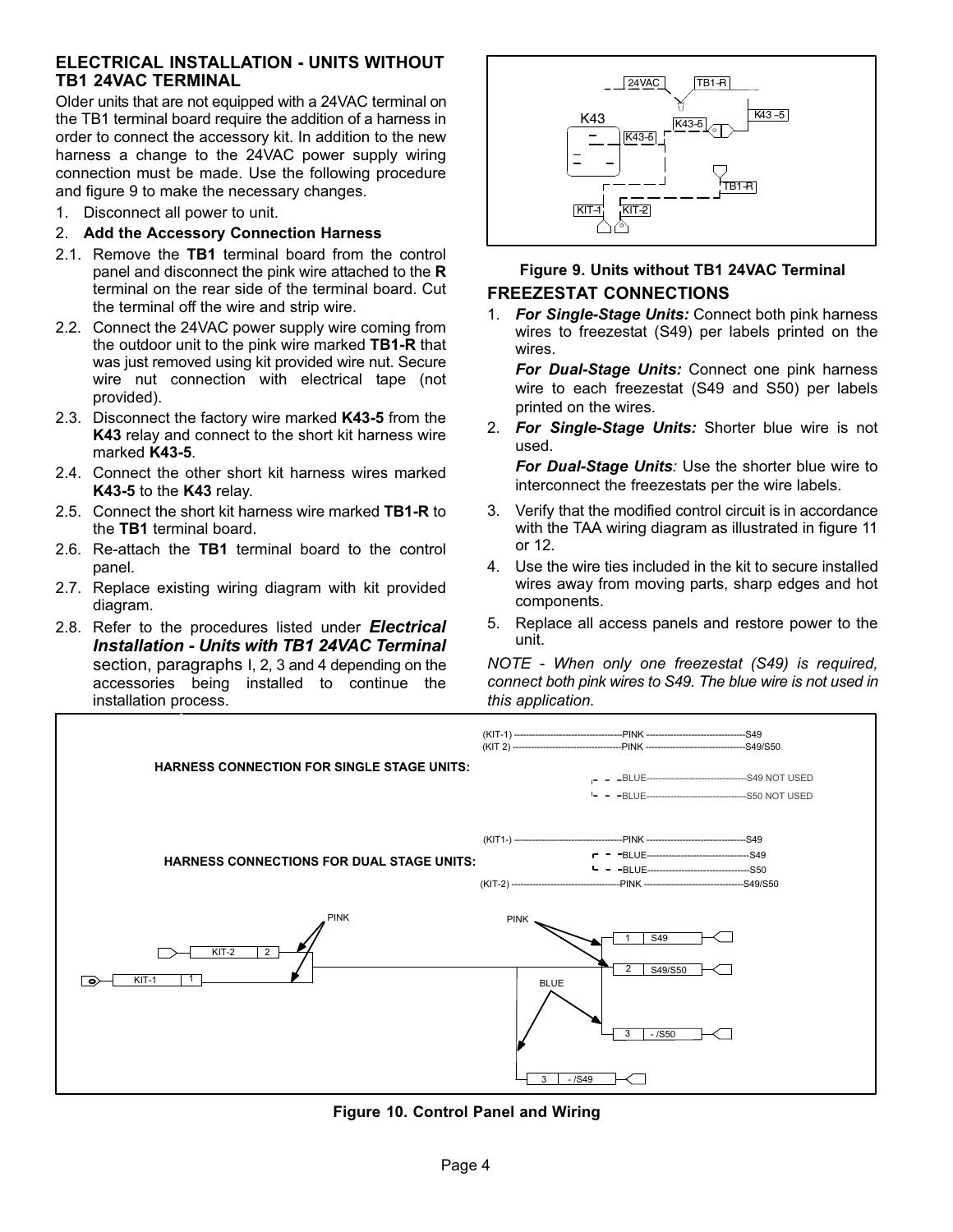## ELECTRICAL INSTALLATION - UNITS WITHOUT TB1 24VAC TERMINAL

Older units that are not equipped with a 24VAC terminal on the TB1 terminal board require the addition of a harness in order to connect the accessory kit. In addition to the new harness a change to the 24VAC power supply wiring connection must be made. Use the following procedure and figure 9 to make the necessary changes.

1. Disconnect all power to unit.
2. **Add the Accessory Connection Harness**

2.1. Remove the **TB1** terminal board from the control panel and disconnect the pink wire attached to the **R** terminal on the rear side of the terminal board. Cut the terminal off the wire and strip wire.

2.2. Connect the 24VAC power supply wire coming from the outdoor unit to the pink wire marked **TB1-R** that was just removed using kit provided wire nut. Secure wire nut connection with electrical tape (not provided).

2.3. Disconnect the factory wire marked **K43-5** from the **K43** relay and connect to the short kit harness wire marked **K43-5**.

2.4. Connect the other short kit harness wires marked **K43-5** to the **K43** relay.

2.5. Connect the short kit harness wire marked **TB1-R** to the **TB1** terminal board.

2.6. Re-attach the **TB1** terminal board to the control panel.

2.7. Replace existing wiring diagram with kit provided diagram.

2.8. Refer to the procedures listed under ***Electrical Installation - Units with TB1 24VAC Terminal*** section, paragraphs I, 2, 3 and 4 depending on the accessories being installed to continue the installation process.

**Figure 9. Units without TB1 24VAC Terminal**

## FREEZESTAT CONNECTIONS

1. ***For Single-Stage Units:*** Connect both pink harness wires to freezestat (S49) per labels printed on the wires.

   ***For Dual-Stage Units:*** Connect one pink harness wire to each freezestat (S49 and S50) per labels printed on the wires.

2. ***For Single-Stage Units:*** Shorter blue wire is not used.

   ***For Dual-Stage Units****:* Use the shorter blue wire to interconnect the freezestats per the wire labels.

3. Verify that the modified control circuit is in accordance with the TAA wiring diagram as illustrated in figure 11 or 12.
4. Use the wire ties included in the kit to secure installed wires away from moving parts, sharp edges and hot components.
5. Replace all access panels and restore power to the unit.

*NOTE - When only one freezestat (S49) is required, connect both pink wires to S49. The blue wire is not used in this application.*

**Figure 10. Control Panel and Wiring**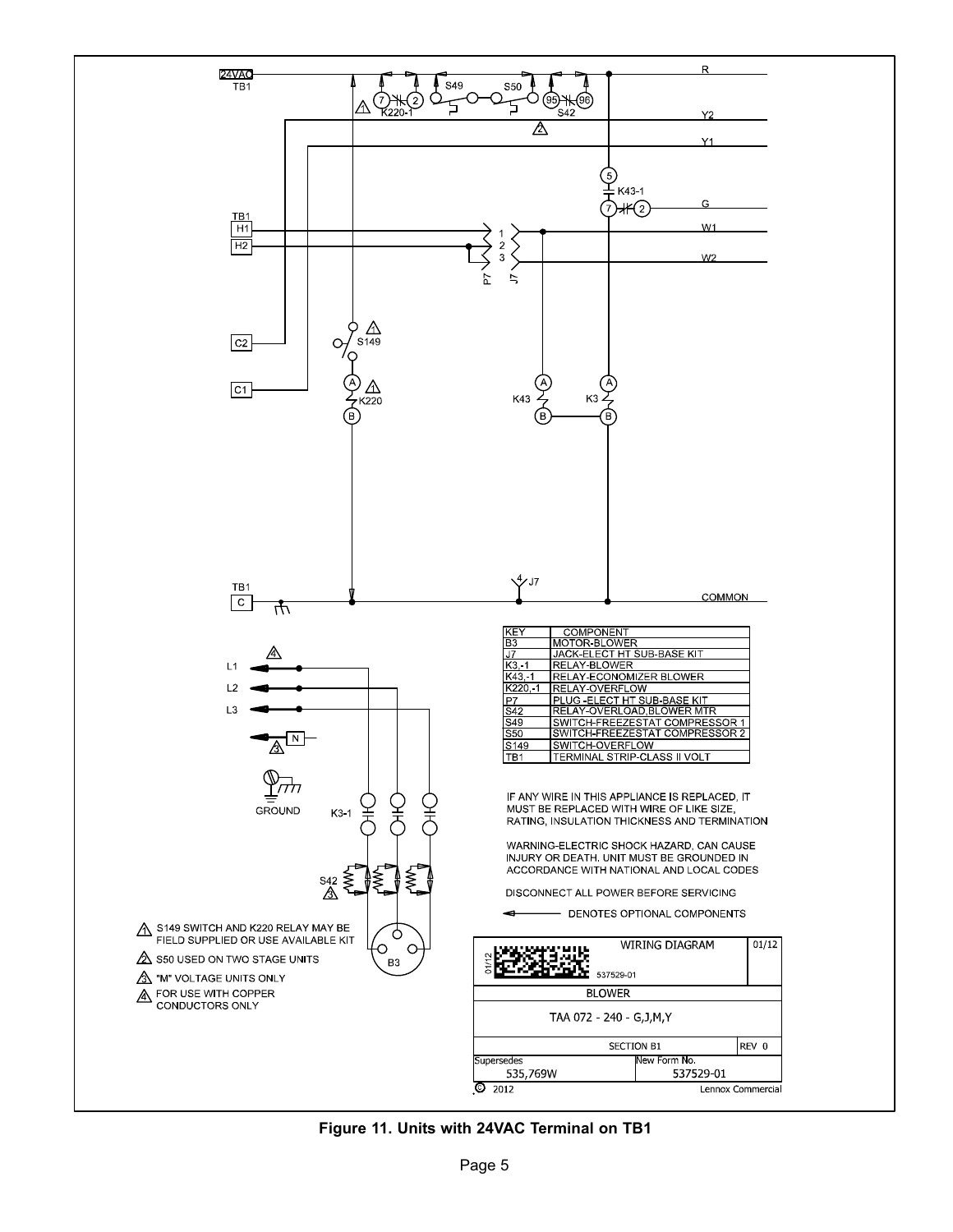| KEY | COMPONENT |
|---|---|
| B3 | MOTOR-BLOWER |
| J7 | JACK-ELECT HT SUB-BASE KIT |
| K3,-1 | RELAY-BLOWER |
| K43,-1 | RELAY-ECONOMIZER BLOWER |
| K220,-1 | RELAY-OVERFLOW |
| P7 | PLUG -ELECT HT SUB-BASE KIT |
| S42 | RELAY-OVERLOAD,BLOWER MTR |
| S49 | SWITCH-FREEZESTAT COMPRESSOR 1 |
| S50 | SWITCH-FREEZESTAT COMPRESSOR 2 |
| S149 | SWITCH-OVERFLOW |
| TB1 | TERMINAL STRIP-CLASS II VOLT |

IF ANY WIRE IN THIS APPLIANCE IS REPLACED, IT MUST BE REPLACED WITH WIRE OF LIKE SIZE, RATING, INSULATION THICKNESS AND TERMINATION

WARNING-ELECTRIC SHOCK HAZARD, CAN CAUSE INJURY OR DEATH. UNIT MUST BE GROUNDED IN ACCORDANCE WITH NATIONAL AND LOCAL CODES

DISCONNECT ALL POWER BEFORE SERVICING

◄—— DENOTES OPTIONAL COMPONENTS

1. S149 SWITCH AND K220 RELAY MAY BE FIELD SUPPLIED OR USE AVAILABLE KIT
2. S50 USED ON TWO STAGE UNITS
3. "M" VOLTAGE UNITS ONLY
4. FOR USE WITH COPPER CONDUCTORS ONLY

| WIRING DIAGRAM | 01/12 |
|---|---|
| 537529-01 | |
| BLOWER | |
| TAA 072 - 240 - G,J,M,Y | |
| SECTION B1 | REV 0 |
| Supersedes 535,769W | New Form No. 537529-01 |
| © 2012 | Lennox Commercial |

**Figure 11. Units with 24VAC Terminal on TB1**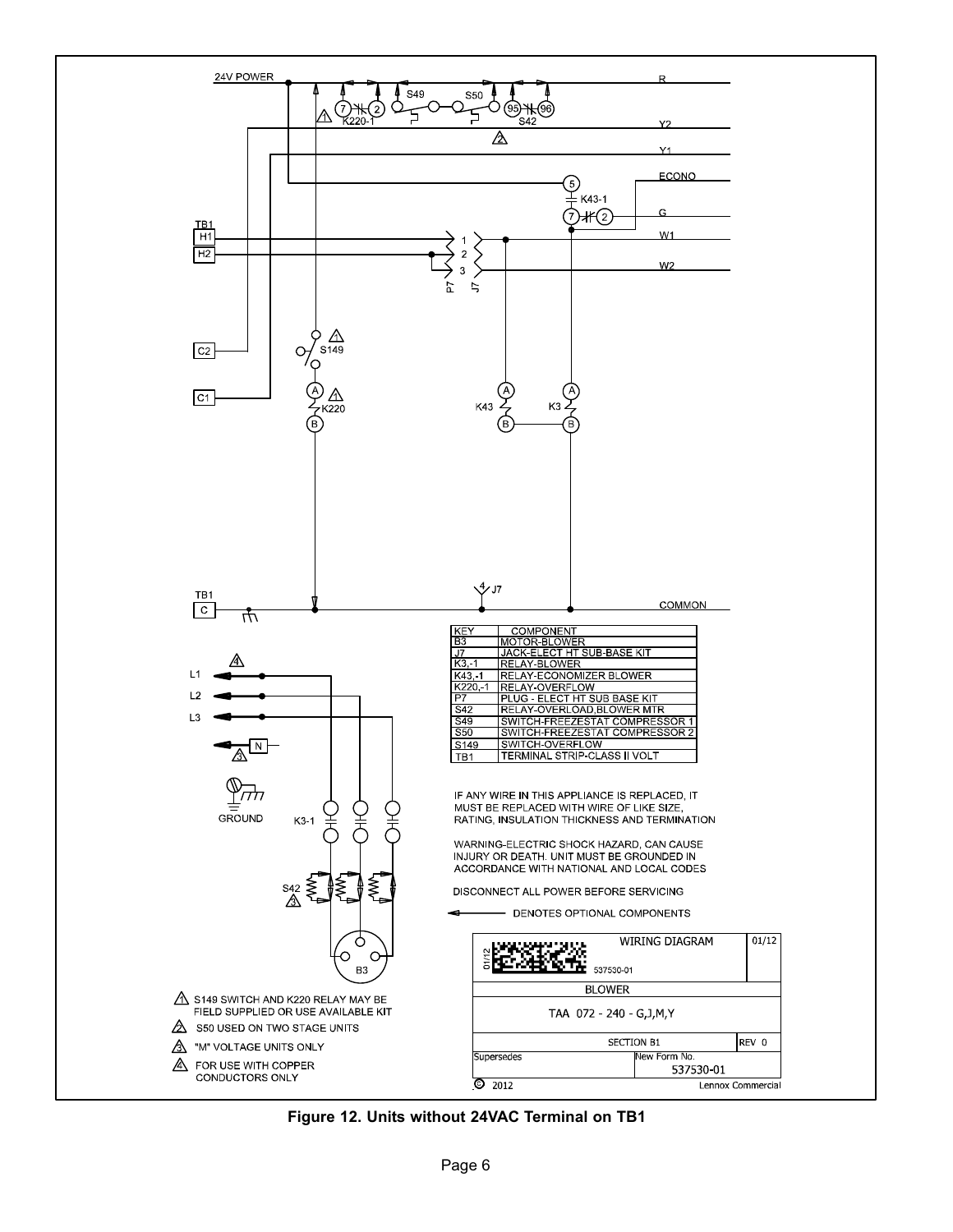24V POWER

R

K220-1

S49

S50

S42

Y2

Y1

ECONO

K43-1

G

TB1

H1

H2

W1

W2

P7

J7

C2

S149

C1

K220

K43

K3

TB1

C

J7

COMMON

| KEY | COMPONENT |
| --- | --- |
| B3 | MOTOR-BLOWER |
| J7 | JACK-ELECT HT SUB-BASE KIT |
| K3,-1 | RELAY-BLOWER |
| K43,-1 | RELAY-ECONOMIZER BLOWER |
| K220,-1 | RELAY-OVERFLOW |
| P7 | PLUG - ELECT HT SUB BASE KIT |
| S42 | RELAY-OVERLOAD,BLOWER MTR |
| S49 | SWITCH-FREEZESTAT COMPRESSOR 1 |
| S50 | SWITCH-FREEZESTAT COMPRESSOR 2 |
| S149 | SWITCH-OVERFLOW |
| TB1 | TERMINAL STRIP-CLASS II VOLT |

L1

L2

L3

N

GROUND

K3-1

S42

B3

IF ANY WIRE IN THIS APPLIANCE IS REPLACED, IT MUST BE REPLACED WITH WIRE OF LIKE SIZE, RATING, INSULATION THICKNESS AND TERMINATION

WARNING-ELECTRIC SHOCK HAZARD, CAN CAUSE INJURY OR DEATH. UNIT MUST BE GROUNDED IN ACCORDANCE WITH NATIONAL AND LOCAL CODES

DISCONNECT ALL POWER BEFORE SERVICING

← DENOTES OPTIONAL COMPONENTS

1. S149 SWITCH AND K220 RELAY MAY BE FIELD SUPPLIED OR USE AVAILABLE KIT
2. S50 USED ON TWO STAGE UNITS
3. "M" VOLTAGE UNITS ONLY
4. FOR USE WITH COPPER CONDUCTORS ONLY

| WIRING DIAGRAM 537530-01 | | 01/12 |
| --- | --- | --- |
| BLOWER | | |
| TAA 072 - 240 - G,J,M,Y | | |
| SECTION B1 | | REV 0 |
| Supersedes | New Form No. 537530-01 | |
| © 2012 | Lennox Commercial | |

**Figure 12. Units without 24VAC Terminal on TB1**